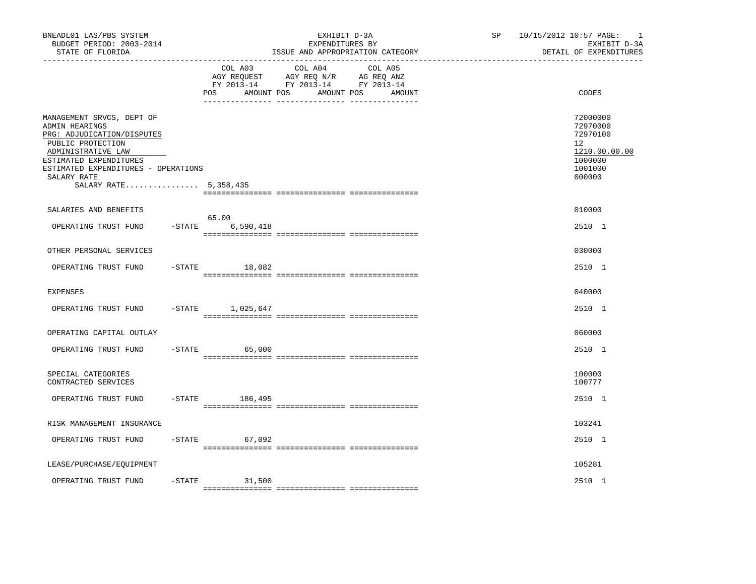BNEADL01 LAS/PBS SYSTEM
BUDGET PERIOD: 2003-2014
STATE OF FLORIDA

EXHIBIT D-3A
EXPENDITURES BY
ISSUE AND APPROPRIATION CATEGORY

SP 10/15/2012 10:57
EXHIBIT D-3A
DETAIL OF EXPENDITURES

| | COL A03 AGY REQUEST FY 2013-14 POS | AMOUNT | COL A04 AGY REQ N/R FY 2013-14 POS | AMOUNT | COL A05 AG REQ ANZ FY 2013-14 POS | AMOUNT | CODES |
|---|---|---|---|---|---|---|---|
| MANAGEMENT SRVCS, DEPT OF | | | | | | | 72000000 |
| ADMIN HEARINGS | | | | | | | 72970000 |
| PRG: ADJUDICATION/DISPUTES | | | | | | | 72970100 |
| PUBLIC PROTECTION | | | | | | | 12 |
| ADMINISTRATIVE LAW | | | | | | | 1210.00.00.00 |
| ESTIMATED EXPENDITURES | | | | | | | 1000000 |
| ESTIMATED EXPENDITURES - OPERATIONS | | | | | | | 1001000 |
| SALARY RATE | | | | | | | 000000 |
| SALARY RATE................ 5,358,435 | | | | | | | |
| SALARIES AND BENEFITS | | | | | | | 010000 |
| OPERATING TRUST FUND -STATE | 65.00 | 6,590,418 | | | | | 2510 1 |
| OTHER PERSONAL SERVICES | | | | | | | 030000 |
| OPERATING TRUST FUND -STATE | | 18,082 | | | | | 2510 1 |
| EXPENSES | | | | | | | 040000 |
| OPERATING TRUST FUND -STATE | | 1,025,647 | | | | | 2510 1 |
| OPERATING CAPITAL OUTLAY | | | | | | | 060000 |
| OPERATING TRUST FUND -STATE | | 65,000 | | | | | 2510 1 |
| SPECIAL CATEGORIES | | | | | | | 100000 |
| CONTRACTED SERVICES | | | | | | | 100777 |
| OPERATING TRUST FUND -STATE | | 186,495 | | | | | 2510 1 |
| RISK MANAGEMENT INSURANCE | | | | | | | 103241 |
| OPERATING TRUST FUND -STATE | | 67,092 | | | | | 2510 1 |
| LEASE/PURCHASE/EQUIPMENT | | | | | | | 105281 |
| OPERATING TRUST FUND -STATE | | 31,500 | | | | | 2510 1 |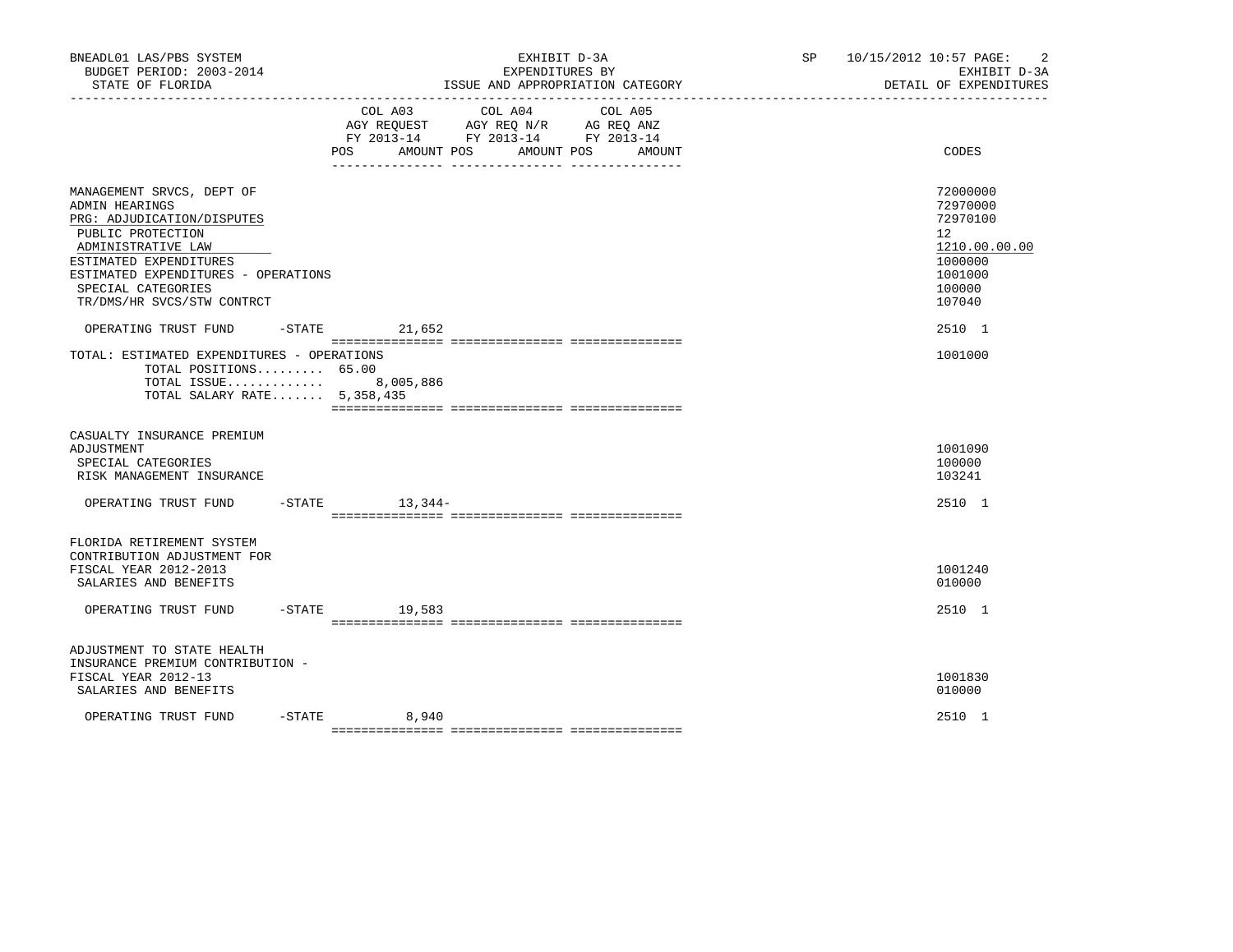| | COL A03 AGY REQUEST FY 2013-14 POS AMOUNT | COL A04 AGY REQ N/R FY 2013-14 POS AMOUNT | COL A05 AG REQ ANZ FY 2013-14 POS AMOUNT | CODES |
|---|---|---|---|---|
| MANAGEMENT SRVCS, DEPT OF | | | | 72000000 |
| ADMIN HEARINGS | | | | 72970000 |
| PRG: ADJUDICATION/DISPUTES | | | | 72970100 |
| PUBLIC PROTECTION | | | | 12 |
| ADMINISTRATIVE LAW | | | | 1210.00.00.00 |
| ESTIMATED EXPENDITURES | | | | 1000000 |
| ESTIMATED EXPENDITURES - OPERATIONS | | | | 1001000 |
| SPECIAL CATEGORIES | | | | 100000 |
| TR/DMS/HR SVCS/STW CONTRCT | | | | 107040 |
| OPERATING TRUST FUND -STATE | 21,652 | | | 2510 1 |
| TOTAL: ESTIMATED EXPENDITURES - OPERATIONS | | | | 1001000 |
| TOTAL POSITIONS......... 65.00 | | | | |
| TOTAL ISSUE............ | 8,005,886 | | | |
| TOTAL SALARY RATE....... 5,358,435 | | | | |
| CASUALTY INSURANCE PREMIUM ADJUSTMENT | | | | 1001090 |
| SPECIAL CATEGORIES | | | | 100000 |
| RISK MANAGEMENT INSURANCE | | | | 103241 |
| OPERATING TRUST FUND -STATE | 13,344- | | | 2510 1 |
| FLORIDA RETIREMENT SYSTEM CONTRIBUTION ADJUSTMENT FOR FISCAL YEAR 2012-2013 | | | | 1001240 |
| SALARIES AND BENEFITS | | | | 010000 |
| OPERATING TRUST FUND -STATE | 19,583 | | | 2510 1 |
| ADJUSTMENT TO STATE HEALTH INSURANCE PREMIUM CONTRIBUTION - FISCAL YEAR 2012-13 | | | | 1001830 |
| SALARIES AND BENEFITS | | | | 010000 |
| OPERATING TRUST FUND -STATE | 8,940 | | | 2510 1 |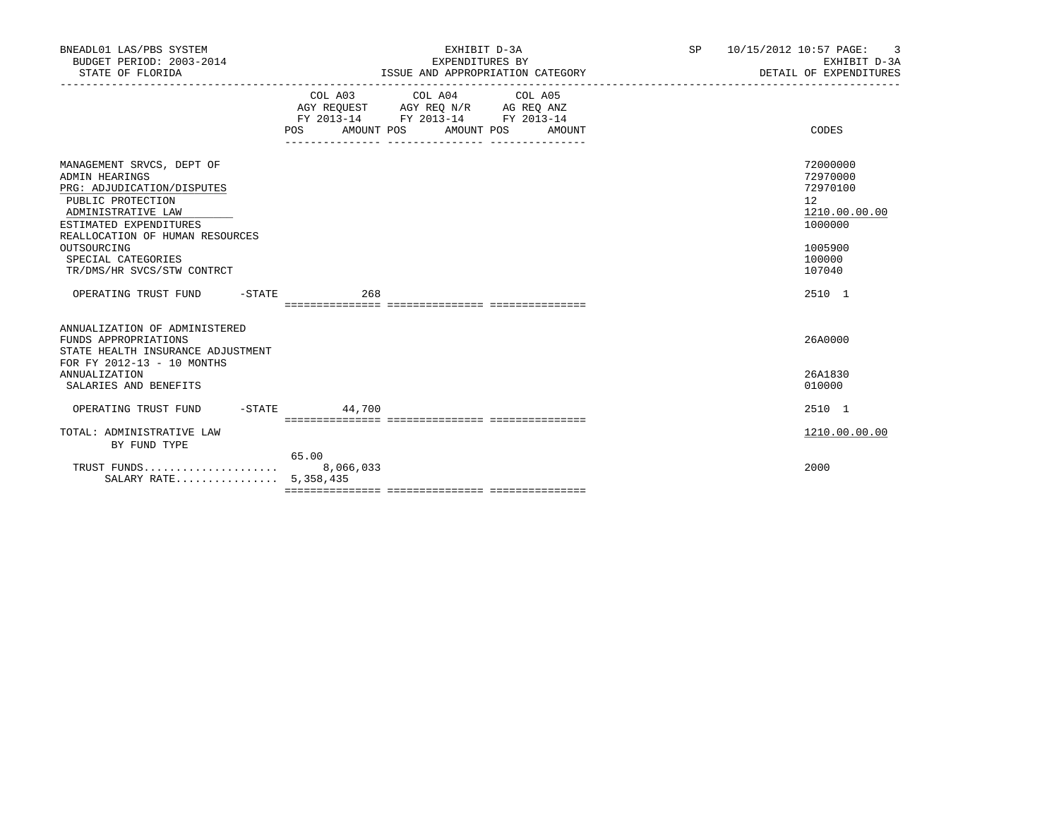BNEADL01 LAS/PBS SYSTEM | EXHIBIT D-3A | SP 10/15/2012 10:57

BUDGET PERIOD: 2003-2014 | EXPENDITURES BY | EXHIBIT D-3A

STATE OF FLORIDA | ISSUE AND APPROPRIATION CATEGORY | DETAIL OF EXPENDITURES

| | COL A03 AGY REQUEST FY 2013-14 POS | AMOUNT | COL A04 AGY REQ N/R FY 2013-14 POS | AMOUNT | COL A05 AG REQ ANZ FY 2013-14 POS | AMOUNT | CODES |
|---|---|---|---|---|---|---|---|
| MANAGEMENT SRVCS, DEPT OF | | | | | | | 72000000 |
| ADMIN HEARINGS | | | | | | | 72970000 |
| PRG: ADJUDICATION/DISPUTES | | | | | | | 72970100 |
| PUBLIC PROTECTION | | | | | | | 12 |
| ADMINISTRATIVE LAW | | | | | | | 1210.00.00.00 |
| ESTIMATED EXPENDITURES | | | | | | | 1000000 |
| REALLOCATION OF HUMAN RESOURCES OUTSOURCING | | | | | | | 1005900 |
| SPECIAL CATEGORIES | | | | | | | 100000 |
| TR/DMS/HR SVCS/STW CONTRCT | | | | | | | 107040 |
| OPERATING TRUST FUND -STATE | | 268 | | | | | 2510 1 |
| ANNUALIZATION OF ADMINISTERED FUNDS APPROPRIATIONS | | | | | | | 26A0000 |
| STATE HEALTH INSURANCE ADJUSTMENT FOR FY 2012-13 - 10 MONTHS ANNUALIZATION | | | | | | | 26A1830 |
| SALARIES AND BENEFITS | | | | | | | 010000 |
| OPERATING TRUST FUND -STATE | | 44,700 | | | | | 2510 1 |
| TOTAL: ADMINISTRATIVE LAW | | | | | | | 1210.00.00.00 |
| BY FUND TYPE | | | | | | | |
| TRUST FUNDS | 65.00 | 8,066,033 | | | | | 2000 |
| SALARY RATE | | 5,358,435 | | | | | |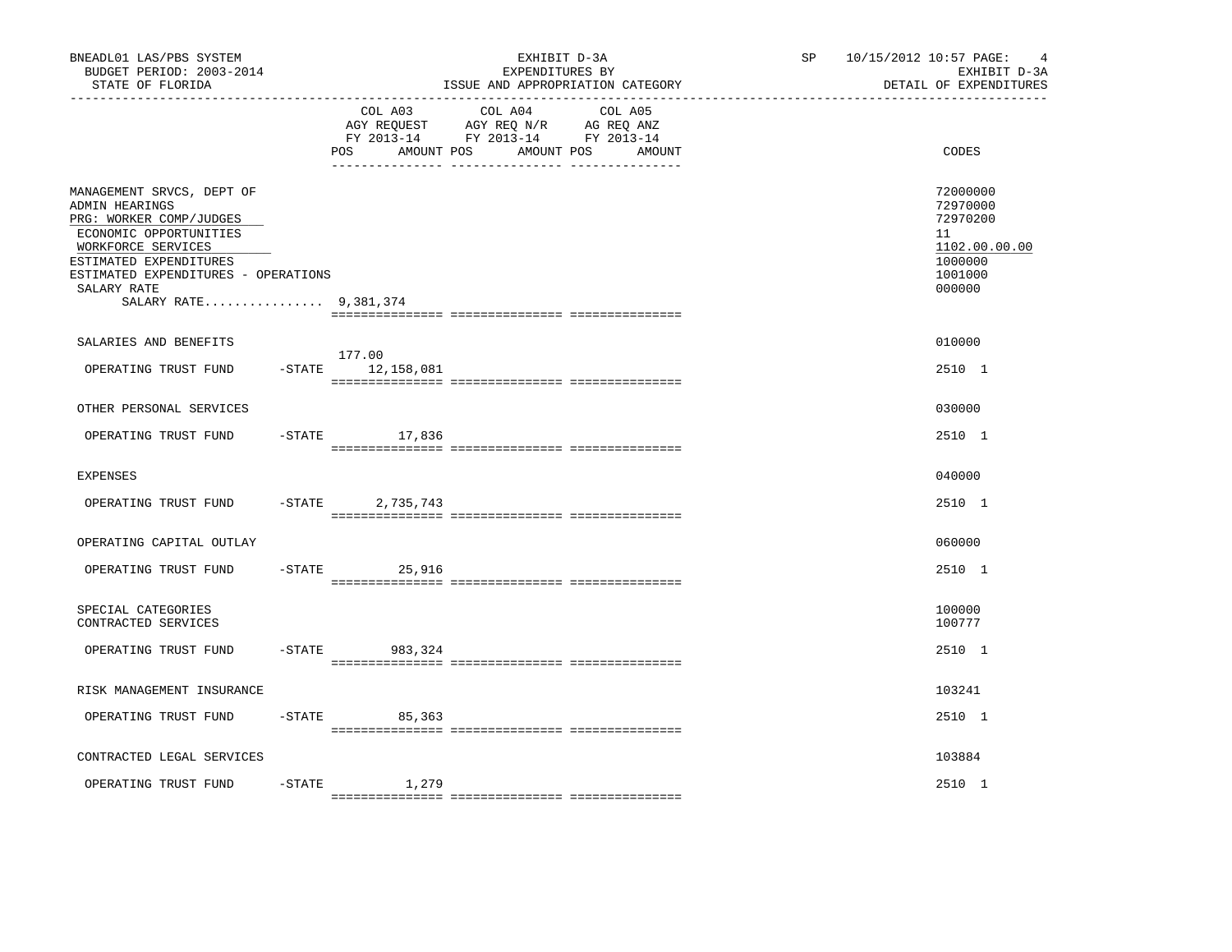BNEADL01 LAS/PBS SYSTEM — EXHIBIT D-3A — EXPENDITURES BY ISSUE AND APPROPRIATION CATEGORY — SP 10/15/2012 10:57

BUDGET PERIOD: 2003-2014 — STATE OF FLORIDA — EXHIBIT D-3A — DETAIL OF EXPENDITURES

| | COL A03 AGY REQUEST FY 2013-14 POS | AMOUNT | COL A04 AGY REQ N/R FY 2013-14 POS | AMOUNT | COL A05 AG REQ ANZ FY 2013-14 POS | AMOUNT | CODES |
|---|---|---|---|---|---|---|---|
| MANAGEMENT SRVCS, DEPT OF | | | | | | | 72000000 |
| ADMIN HEARINGS | | | | | | | 72970000 |
| PRG: WORKER COMP/JUDGES | | | | | | | 72970200 |
| ECONOMIC OPPORTUNITIES | | | | | | | 11 |
| WORKFORCE SERVICES | | | | | | | 1102.00.00.00 |
| ESTIMATED EXPENDITURES | | | | | | | 1000000 |
| ESTIMATED EXPENDITURES - OPERATIONS | | | | | | | 1001000 |
| SALARY RATE | | | | | | | 000000 |
| SALARY RATE................ 9,381,374 | | | | | | | |
| SALARIES AND BENEFITS | | | | | | | 010000 |
| OPERATING TRUST FUND -STATE | 177.00 | 12,158,081 | | | | | 2510 1 |
| OTHER PERSONAL SERVICES | | | | | | | 030000 |
| OPERATING TRUST FUND -STATE | | 17,836 | | | | | 2510 1 |
| EXPENSES | | | | | | | 040000 |
| OPERATING TRUST FUND -STATE | | 2,735,743 | | | | | 2510 1 |
| OPERATING CAPITAL OUTLAY | | | | | | | 060000 |
| OPERATING TRUST FUND -STATE | | 25,916 | | | | | 2510 1 |
| SPECIAL CATEGORIES | | | | | | | 100000 |
| CONTRACTED SERVICES | | | | | | | 100777 |
| OPERATING TRUST FUND -STATE | | 983,324 | | | | | 2510 1 |
| RISK MANAGEMENT INSURANCE | | | | | | | 103241 |
| OPERATING TRUST FUND -STATE | | 85,363 | | | | | 2510 1 |
| CONTRACTED LEGAL SERVICES | | | | | | | 103884 |
| OPERATING TRUST FUND -STATE | | 1,279 | | | | | 2510 1 |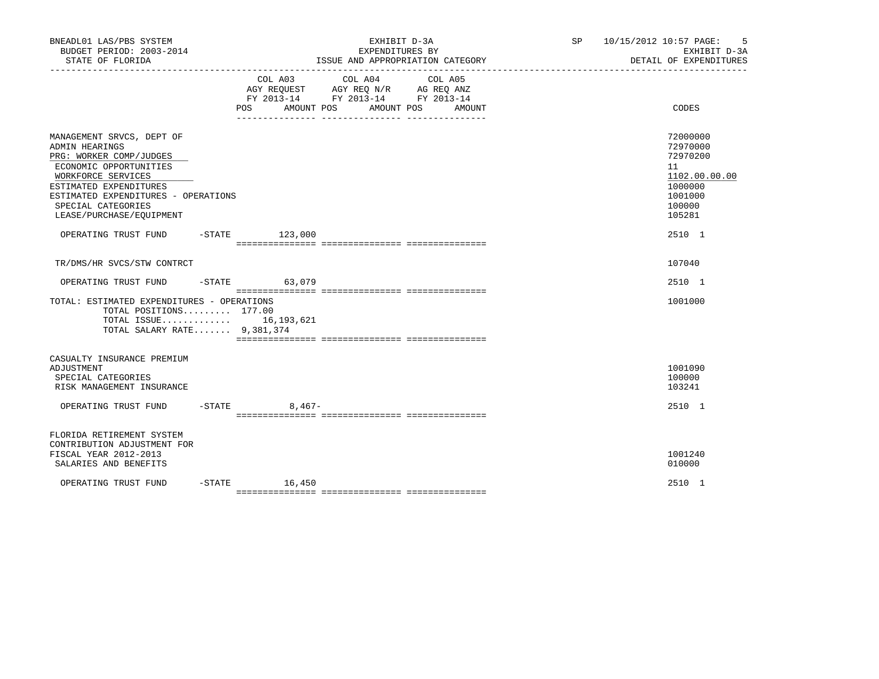BNEADL01 LAS/PBS SYSTEM
BUDGET PERIOD: 2003-2014
STATE OF FLORIDA

EXHIBIT D-3A
EXPENDITURES BY
ISSUE AND APPROPRIATION CATEGORY

SP 10/15/2012 10:57 PAGE: 5
EXHIBIT D-3A
DETAIL OF EXPENDITURES

| | COL A03 AGY REQUEST FY 2013-14 POS AMOUNT | COL A04 AGY REQ N/R FY 2013-14 POS AMOUNT | COL A05 AG REQ ANZ FY 2013-14 POS AMOUNT | CODES |
|---|---|---|---|---|
| MANAGEMENT SRVCS, DEPT OF | | | | 72000000 |
| ADMIN HEARINGS | | | | 72970000 |
| PRG: WORKER COMP/JUDGES | | | | 72970200 |
| ECONOMIC OPPORTUNITIES | | | | 11 |
| WORKFORCE SERVICES | | | | 1102.00.00.00 |
| ESTIMATED EXPENDITURES | | | | 1000000 |
| ESTIMATED EXPENDITURES - OPERATIONS | | | | 1001000 |
| SPECIAL CATEGORIES | | | | 100000 |
| LEASE/PURCHASE/EQUIPMENT | | | | 105281 |
| OPERATING TRUST FUND -STATE | 123,000 | | | 2510 1 |
| TR/DMS/HR SVCS/STW CONTRCT | | | | 107040 |
| OPERATING TRUST FUND -STATE | 63,079 | | | 2510 1 |
| TOTAL: ESTIMATED EXPENDITURES - OPERATIONS | | | | 1001000 |
| TOTAL POSITIONS......... 177.00 | | | | |
| TOTAL ISSUE............. | 16,193,621 | | | |
| TOTAL SALARY RATE....... 9,381,374 | | | | |
| CASUALTY INSURANCE PREMIUM ADJUSTMENT | | | | 1001090 |
| SPECIAL CATEGORIES | | | | 100000 |
| RISK MANAGEMENT INSURANCE | | | | 103241 |
| OPERATING TRUST FUND -STATE | 8,467- | | | 2510 1 |
| FLORIDA RETIREMENT SYSTEM CONTRIBUTION ADJUSTMENT FOR FISCAL YEAR 2012-2013 | | | | 1001240 |
| SALARIES AND BENEFITS | | | | 010000 |
| OPERATING TRUST FUND -STATE | 16,450 | | | 2510 1 |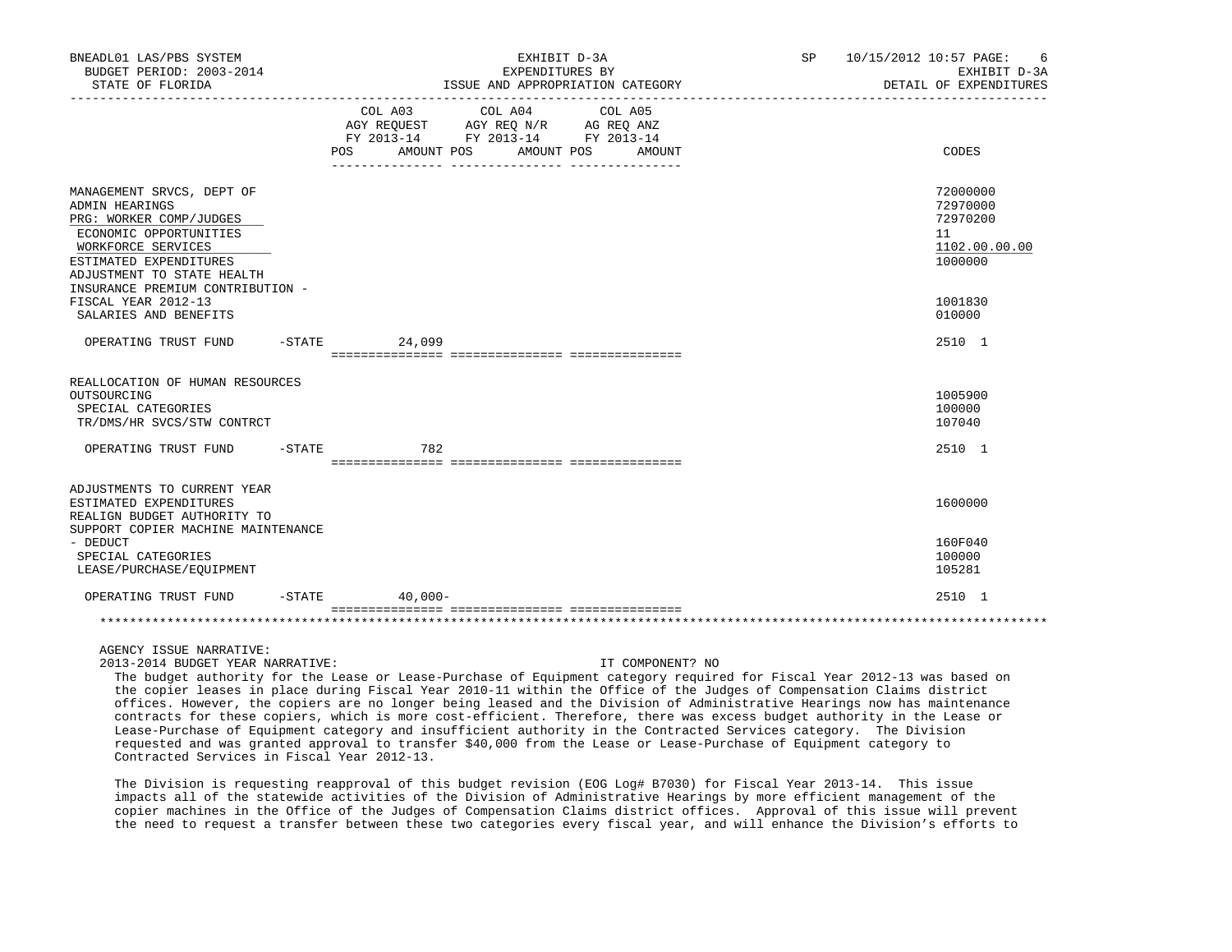BNEADL01 LAS/PBS SYSTEM — EXHIBIT D-3A — SP 10/15/2012 10:57

BUDGET PERIOD: 2003-2014 — EXPENDITURES BY — EXHIBIT D-3A

STATE OF FLORIDA — ISSUE AND APPROPRIATION CATEGORY — DETAIL OF EXPENDITURES

| | COL A03 AGY REQUEST FY 2013-14 POS AMOUNT | COL A04 AGY REQ N/R FY 2013-14 POS AMOUNT | COL A05 AG REQ ANZ FY 2013-14 POS AMOUNT | CODES |
|---|---|---|---|---|
| MANAGEMENT SRVCS, DEPT OF | | | | 72000000 |
| ADMIN HEARINGS | | | | 72970000 |
| PRG: WORKER COMP/JUDGES | | | | 72970200 |
| ECONOMIC OPPORTUNITIES | | | | 11 |
| WORKFORCE SERVICES | | | | 1102.00.00.00 |
| ESTIMATED EXPENDITURES | | | | 1000000 |
| ADJUSTMENT TO STATE HEALTH INSURANCE PREMIUM CONTRIBUTION - FISCAL YEAR 2012-13 | | | | 1001830 |
| SALARIES AND BENEFITS | | | | 010000 |
| OPERATING TRUST FUND -STATE | 24,099 | | | 2510 1 |
| REALLOCATION OF HUMAN RESOURCES OUTSOURCING | | | | 1005900 |
| SPECIAL CATEGORIES | | | | 100000 |
| TR/DMS/HR SVCS/STW CONTRCT | | | | 107040 |
| OPERATING TRUST FUND -STATE | 782 | | | 2510 1 |
| ADJUSTMENTS TO CURRENT YEAR ESTIMATED EXPENDITURES | | | | 1600000 |
| REALIGN BUDGET AUTHORITY TO SUPPORT COPIER MACHINE MAINTENANCE - DEDUCT | | | | 160F040 |
| SPECIAL CATEGORIES | | | | 100000 |
| LEASE/PURCHASE/EQUIPMENT | | | | 105281 |
| OPERATING TRUST FUND -STATE | 40,000- | | | 2510 1 |

AGENCY ISSUE NARRATIVE:

2013-2014 BUDGET YEAR NARRATIVE: IT COMPONENT? NO

The budget authority for the Lease or Lease-Purchase of Equipment category required for Fiscal Year 2012-13 was based on the copier leases in place during Fiscal Year 2010-11 within the Office of the Judges of Compensation Claims district offices. However, the copiers are no longer being leased and the Division of Administrative Hearings now has maintenance contracts for these copiers, which is more cost-efficient. Therefore, there was excess budget authority in the Lease or Lease-Purchase of Equipment category and insufficient authority in the Contracted Services category. The Division requested and was granted approval to transfer $40,000 from the Lease or Lease-Purchase of Equipment category to Contracted Services in Fiscal Year 2012-13.

The Division is requesting reapproval of this budget revision (EOG Log# B7030) for Fiscal Year 2013-14. This issue impacts all of the statewide activities of the Division of Administrative Hearings by more efficient management of the copier machines in the Office of the Judges of Compensation Claims district offices. Approval of this issue will prevent the need to request a transfer between these two categories every fiscal year, and will enhance the Division's efforts to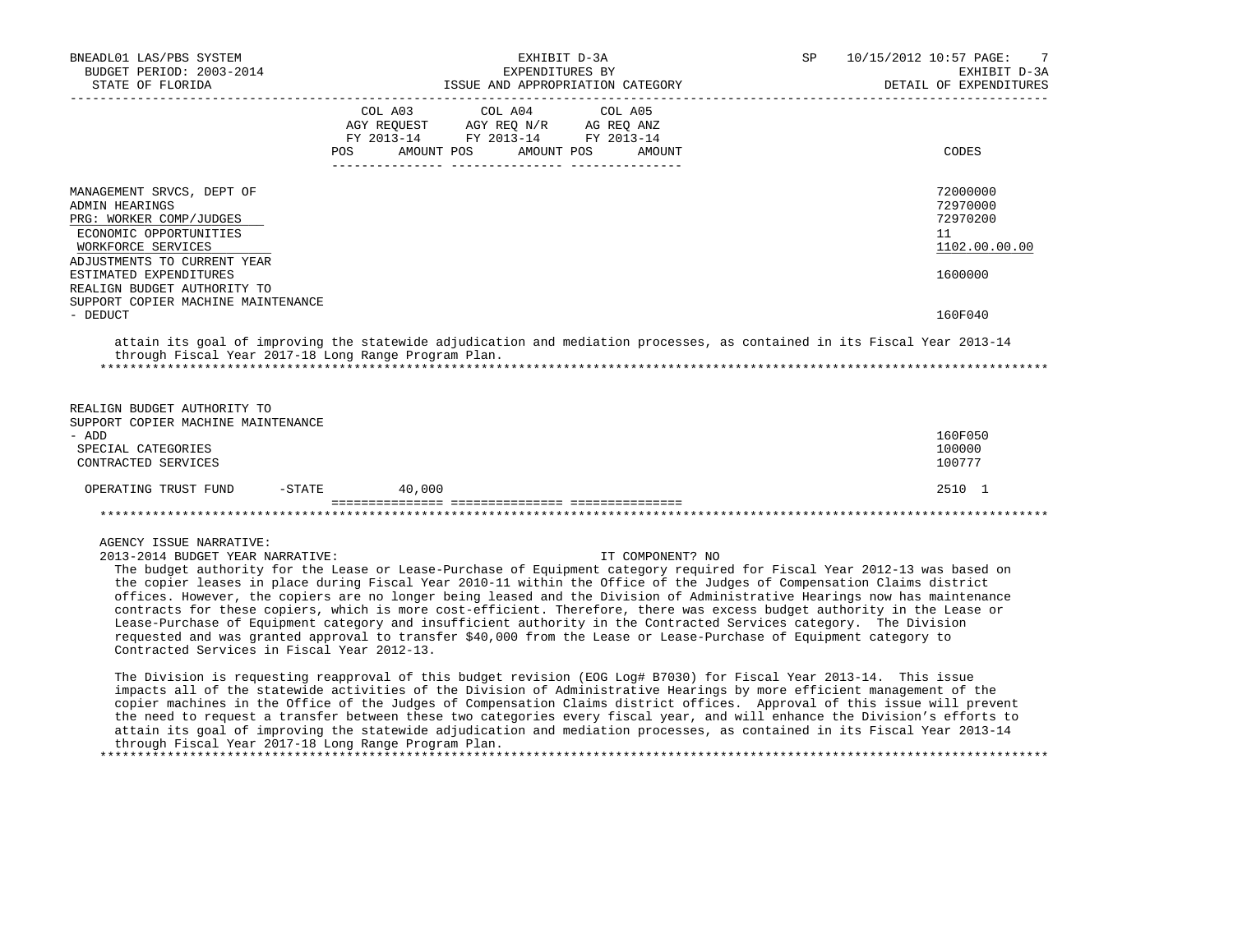EXHIBIT D-3A
EXPENDITURES BY
ISSUE AND APPROPRIATION CATEGORY

BUDGET PERIOD: 2003-2014
STATE OF FLORIDA

DETAIL OF EXPENDITURES

| | COL A03 AGY REQUEST FY 2013-14 POS AMOUNT | COL A04 AGY REQ N/R FY 2013-14 POS AMOUNT | COL A05 AG REQ ANZ FY 2013-14 POS AMOUNT | CODES |
|---|---|---|---|---|
| MANAGEMENT SRVCS, DEPT OF | | | | 72000000 |
| ADMIN HEARINGS | | | | 72970000 |
| PRG: WORKER COMP/JUDGES | | | | 72970200 |
| ECONOMIC OPPORTUNITIES | | | | 11 |
| WORKFORCE SERVICES | | | | 1102.00.00.00 |
| ADJUSTMENTS TO CURRENT YEAR ESTIMATED EXPENDITURES | | | | 1600000 |
| REALIGN BUDGET AUTHORITY TO SUPPORT COPIER MACHINE MAINTENANCE - DEDUCT | | | | 160F040 |

attain its goal of improving the statewide adjudication and mediation processes, as contained in its Fiscal Year 2013-14 through Fiscal Year 2017-18 Long Range Program Plan.

| | COL A03 | COL A04 | COL A05 | CODES |
|---|---|---|---|---|
| REALIGN BUDGET AUTHORITY TO SUPPORT COPIER MACHINE MAINTENANCE - ADD | | | | 160F050 |
| SPECIAL CATEGORIES | | | | 100000 |
| CONTRACTED SERVICES | | | | 100777 |
| OPERATING TRUST FUND -STATE | 40,000 | | | 2510 1 |

AGENCY ISSUE NARRATIVE:

2013-2014 BUDGET YEAR NARRATIVE: IT COMPONENT? NO

The budget authority for the Lease or Lease-Purchase of Equipment category required for Fiscal Year 2012-13 was based on the copier leases in place during Fiscal Year 2010-11 within the Office of the Judges of Compensation Claims district offices. However, the copiers are no longer being leased and the Division of Administrative Hearings now has maintenance contracts for these copiers, which is more cost-efficient. Therefore, there was excess budget authority in the Lease or Lease-Purchase of Equipment category and insufficient authority in the Contracted Services category. The Division requested and was granted approval to transfer $40,000 from the Lease or Lease-Purchase of Equipment category to Contracted Services in Fiscal Year 2012-13.

The Division is requesting reapproval of this budget revision (EOG Log# B7030) for Fiscal Year 2013-14. This issue impacts all of the statewide activities of the Division of Administrative Hearings by more efficient management of the copier machines in the Office of the Judges of Compensation Claims district offices. Approval of this issue will prevent the need to request a transfer between these two categories every fiscal year, and will enhance the Division's efforts to attain its goal of improving the statewide adjudication and mediation processes, as contained in its Fiscal Year 2013-14 through Fiscal Year 2017-18 Long Range Program Plan.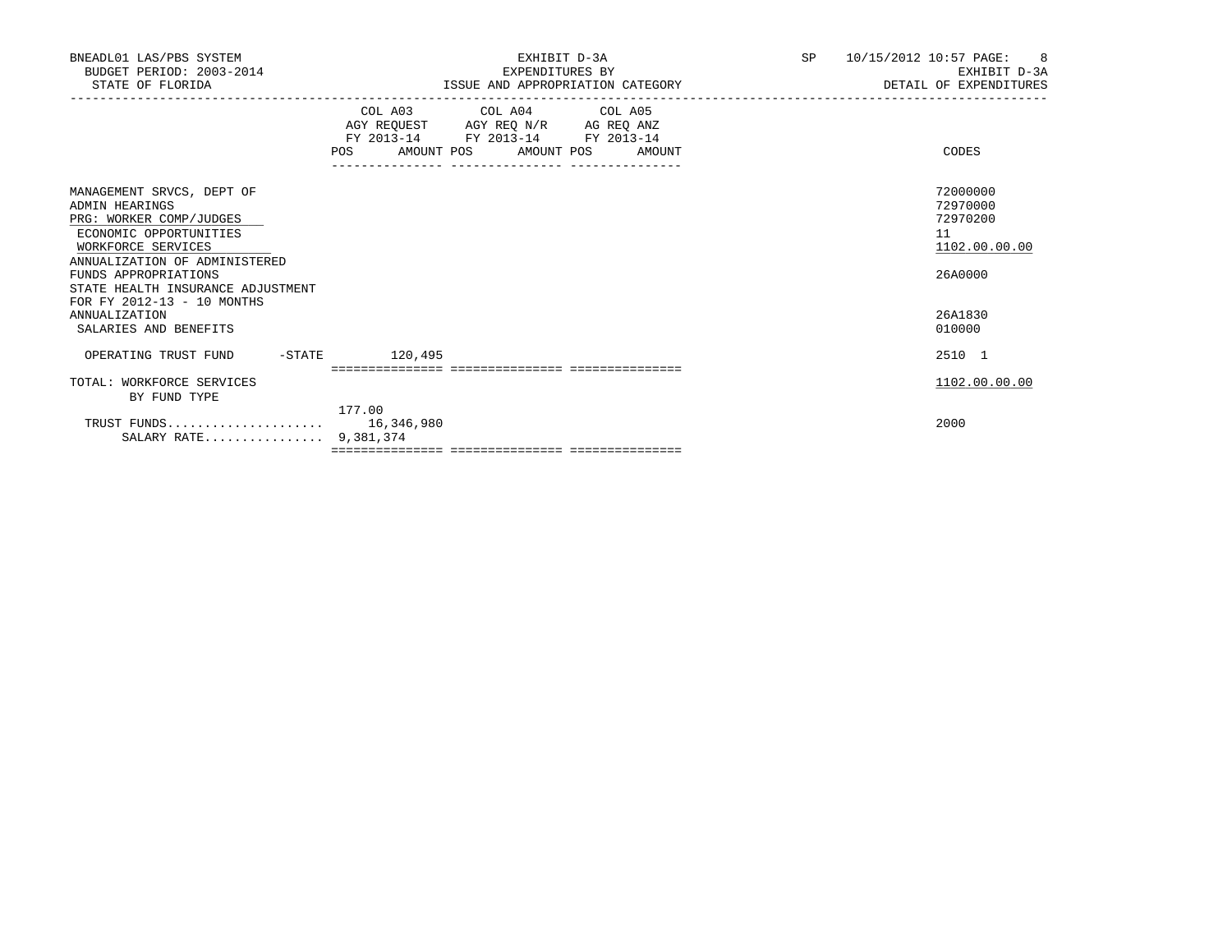| | COL A03 AGY REQUEST FY 2013-14 POS | AMOUNT | COL A04 AGY REQ N/R FY 2013-14 POS | AMOUNT | COL A05 AG REQ ANZ FY 2013-14 POS | AMOUNT | CODES |
|---|---|---|---|---|---|---|---|
| MANAGEMENT SRVCS, DEPT OF | | | | | | | 72000000 |
| ADMIN HEARINGS | | | | | | | 72970000 |
| PRG: WORKER COMP/JUDGES | | | | | | | 72970200 |
| ECONOMIC OPPORTUNITIES | | | | | | | 11 |
| WORKFORCE SERVICES | | | | | | | 1102.00.00.00 |
| ANNUALIZATION OF ADMINISTERED FUNDS APPROPRIATIONS | | | | | | | 26A0000 |
| STATE HEALTH INSURANCE ADJUSTMENT FOR FY 2012-13 - 10 MONTHS ANNUALIZATION | | | | | | | 26A1830 |
| SALARIES AND BENEFITS | | | | | | | 010000 |
| OPERATING TRUST FUND -STATE | | 120,495 | | | | | 2510 1 |
| TOTAL: WORKFORCE SERVICES BY FUND TYPE | | | | | | | 1102.00.00.00 |
| TRUST FUNDS | 177.00 | 16,346,980 | | | | | 2000 |
| SALARY RATE | | 9,381,374 | | | | | |